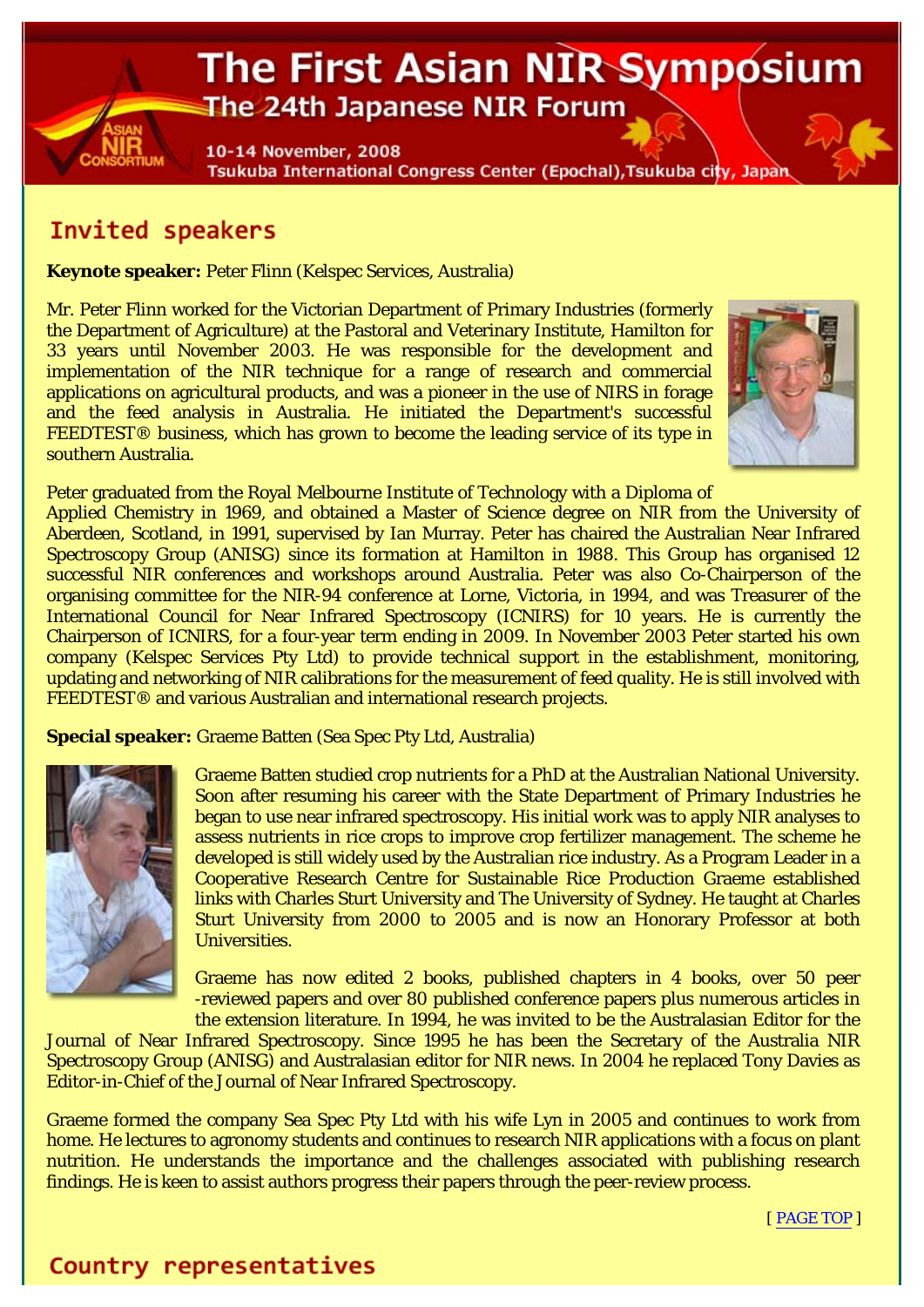# The First Asian NIR Symposium

## The 24th Japanese NIR Forum

10-14 November, 2008

Tsukuba International Congress Center (Epochal), Tsukuba city, Japan

## Invited speakers

**Keynote speaker:** Peter Flinn (Kelspec Services, Australia)

Mr. Peter Flinn worked for the Victorian Department of Primary Industries (formerly the Department of Agriculture) at the Pastoral and Veterinary Institute, Hamilton for 33 years until November 2003. He was responsible for the development and implementation of the NIR technique for a range of research and commercial applications on agricultural products, and was a pioneer in the use of NIRS in forage and the feed analysis in Australia. He initiated the Department's successful FEEDTEST® business, which has grown to become the leading service of its type in southern Australia.

Peter graduated from the Royal Melbourne Institute of Technology with a Diploma of Applied Chemistry in 1969, and obtained a Master of Science degree on NIR from the University of Aberdeen, Scotland, in 1991, supervised by Ian Murray. Peter has chaired the Australian Near Infrared Spectroscopy Group (ANISG) since its formation at Hamilton in 1988. This Group has organised 12 successful NIR conferences and workshops around Australia. Peter was also Co-Chairperson of the organising committee for the NIR-94 conference at Lorne, Victoria, in 1994, and was Treasurer of the International Council for Near Infrared Spectroscopy (ICNIRS) for 10 years. He is currently the Chairperson of ICNIRS, for a four-year term ending in 2009. In November 2003 Peter started his own company (Kelspec Services Pty Ltd) to provide technical support in the establishment, monitoring, updating and networking of NIR calibrations for the measurement of feed quality. He is still involved with FEEDTEST® and various Australian and international research projects.

**Special speaker:** Graeme Batten (Sea Spec Pty Ltd, Australia)

Graeme Batten studied crop nutrients for a PhD at the Australian National University. Soon after resuming his career with the State Department of Primary Industries he began to use near infrared spectroscopy. His initial work was to apply NIR analyses to assess nutrients in rice crops to improve crop fertilizer management. The scheme he developed is still widely used by the Australian rice industry. As a Program Leader in a Cooperative Research Centre for Sustainable Rice Production Graeme established links with Charles Sturt University and The University of Sydney. He taught at Charles Sturt University from 2000 to 2005 and is now an Honorary Professor at both Universities.

Graeme has now edited 2 books, published chapters in 4 books, over 50 peer -reviewed papers and over 80 published conference papers plus numerous articles in the extension literature. In 1994, he was invited to be the Australasian Editor for the Journal of Near Infrared Spectroscopy. Since 1995 he has been the Secretary of the Australia NIR Spectroscopy Group (ANISG) and Australasian editor for NIR news. In 2004 he replaced Tony Davies as Editor-in-Chief of the Journal of Near Infrared Spectroscopy.

Graeme formed the company Sea Spec Pty Ltd with his wife Lyn in 2005 and continues to work from home. He lectures to agronomy students and continues to research NIR applications with a focus on plant nutrition. He understands the importance and the challenges associated with publishing research findings. He is keen to assist authors progress their papers through the peer-review process.

[ PAGE TOP ]

## Country representatives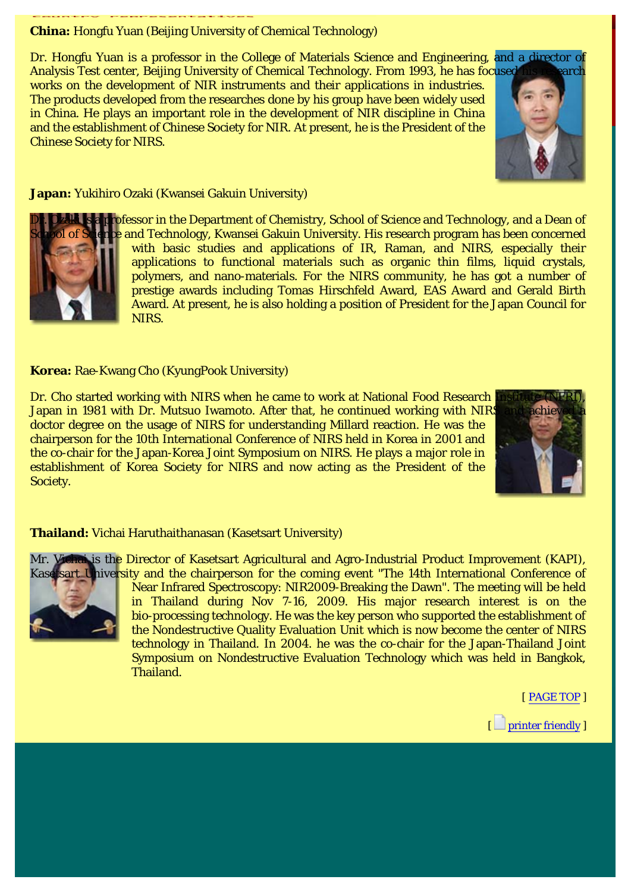**China:** Hongfu Yuan (Beijing University of Chemical Technology)

Dr. Hongfu Yuan is a professor in the College of Materials Science and Engineering, and a director of Analysis Test center, Beijing University of Chemical Technology. From 1993, he has focused his research works on the development of NIR instruments and their applications in industries. The products developed from the researches done by his group have been widely used in China. He plays an important role in the development of NIR discipline in China and the establishment of Chinese Society for NIR. At present, he is the President of the Chinese Society for NIRS.

**Japan:** Yukihiro Ozaki (Kwansei Gakuin University)

Dr. Ozaki is a professor in the Department of Chemistry, School of Science and Technology, and a Dean of School of Science and Technology, Kwansei Gakuin University. His research program has been concerned with basic studies and applications of IR, Raman, and NIRS, especially their applications to functional materials such as organic thin films, liquid crystals, polymers, and nano-materials. For the NIRS community, he has got a number of prestige awards including Tomas Hirschfeld Award, EAS Award and Gerald Birth Award. At present, he is also holding a position of President for the Japan Council for NIRS.

**Korea:** Rae-Kwang Cho (KyungPook University)

Dr. Cho started working with NIRS when he came to work at National Food Research Institute (NFRI), Japan in 1981 with Dr. Mutsuo Iwamoto. After that, he continued working with NIRS and achieved a doctor degree on the usage of NIRS for understanding Millard reaction. He was the chairperson for the 10th International Conference of NIRS held in Korea in 2001 and the co-chair for the Japan-Korea Joint Symposium on NIRS. He plays a major role in establishment of Korea Society for NIRS and now acting as the President of the Society.

**Thailand:** Vichai Haruthaithanasan (Kasetsart University)

Mr. Vichai is the Director of Kasetsart Agricultural and Agro-Industrial Product Improvement (KAPI), Kasetsart University and the chairperson for the coming event "The 14th International Conference of Near Infrared Spectroscopy: NIR2009-Breaking the Dawn". The meeting will be held in Thailand during Nov 7-16, 2009. His major research interest is on the bio-processing technology. He was the key person who supported the establishment of the Nondestructive Quality Evaluation Unit which is now become the center of NIRS technology in Thailand. In 2004. he was the co-chair for the Japan-Thailand Joint Symposium on Nondestructive Evaluation Technology which was held in Bangkok, Thailand.

[ PAGE TOP ]

[ printer friendly ]